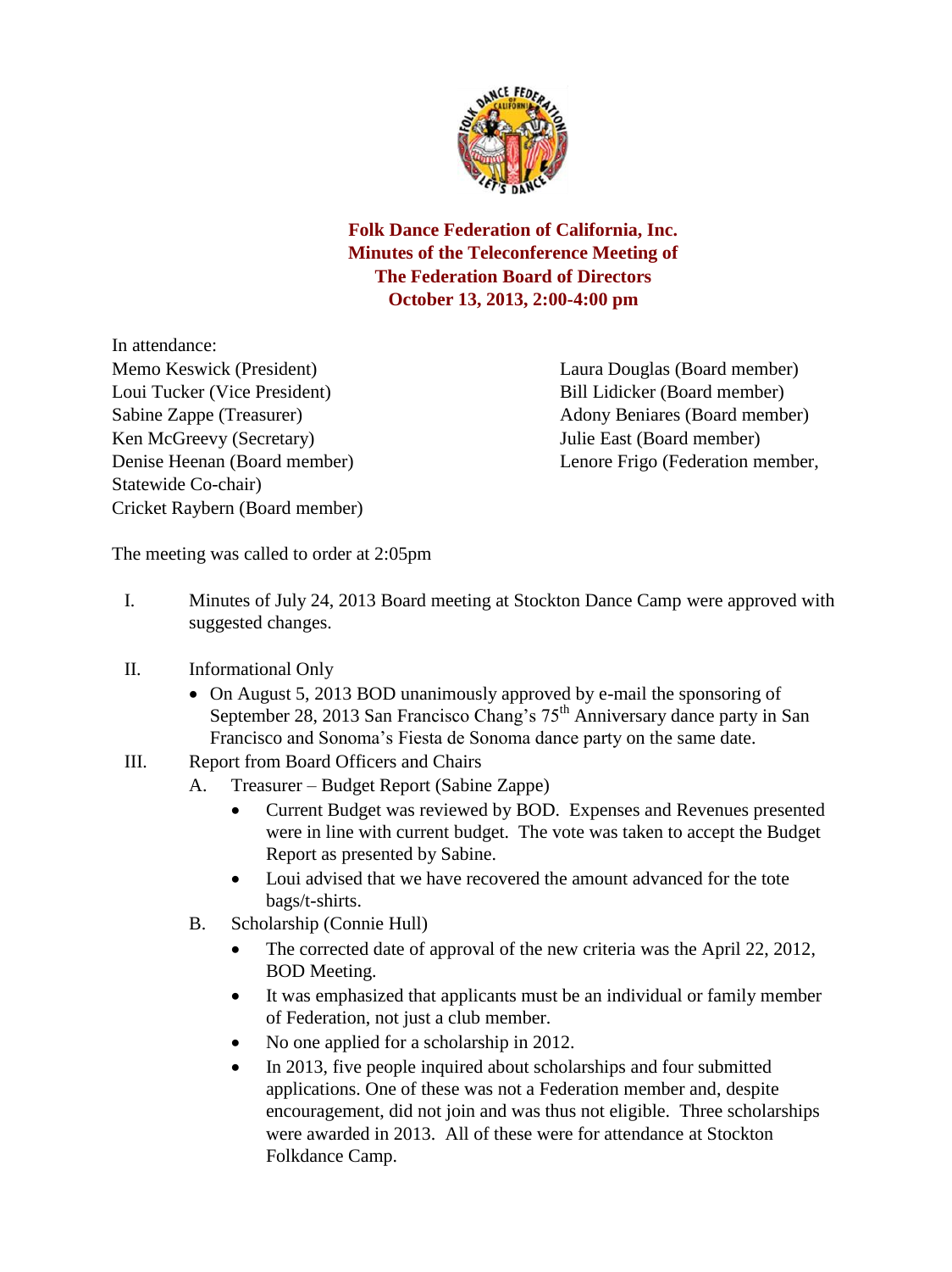# Folk Dance Federation of California, Inc.
## Minutes of the Teleconference Meeting of The Federation Board of Directors
## October 13, 2013, 2:00-4:00 pm

In attendance:

Memo Keswick (President)
Loui Tucker (Vice President)
Sabine Zappe (Treasurer)
Ken McGreevy (Secretary)
Denise Heenan (Board member)
Cricket Raybern (Board member)
Laura Douglas (Board member)
Bill Lidicker (Board member)
Adony Beniares (Board member)
Julie East (Board member)
Lenore Frigo (Federation member, Statewide Co-chair)

The meeting was called to order at 2:05pm

I. Minutes of July 24, 2013 Board meeting at Stockton Dance Camp were approved with suggested changes.

II. Informational Only
   - On August 5, 2013 BOD unanimously approved by e-mail the sponsoring of September 28, 2013 San Francisco Chang's 75th Anniversary dance party in San Francisco and Sonoma's Fiesta de Sonoma dance party on the same date.

III. Report from Board Officers and Chairs
   A. Treasurer – Budget Report (Sabine Zappe)
      - Current Budget was reviewed by BOD. Expenses and Revenues presented were in line with current budget. The vote was taken to accept the Budget Report as presented by Sabine.
      - Loui advised that we have recovered the amount advanced for the tote bags/t-shirts.
   B. Scholarship (Connie Hull)
      - The corrected date of approval of the new criteria was the April 22, 2012, BOD Meeting.
      - It was emphasized that applicants must be an individual or family member of Federation, not just a club member.
      - No one applied for a scholarship in 2012.
      - In 2013, five people inquired about scholarships and four submitted applications. One of these was not a Federation member and, despite encouragement, did not join and was thus not eligible. Three scholarships were awarded in 2013. All of these were for attendance at Stockton Folkdance Camp.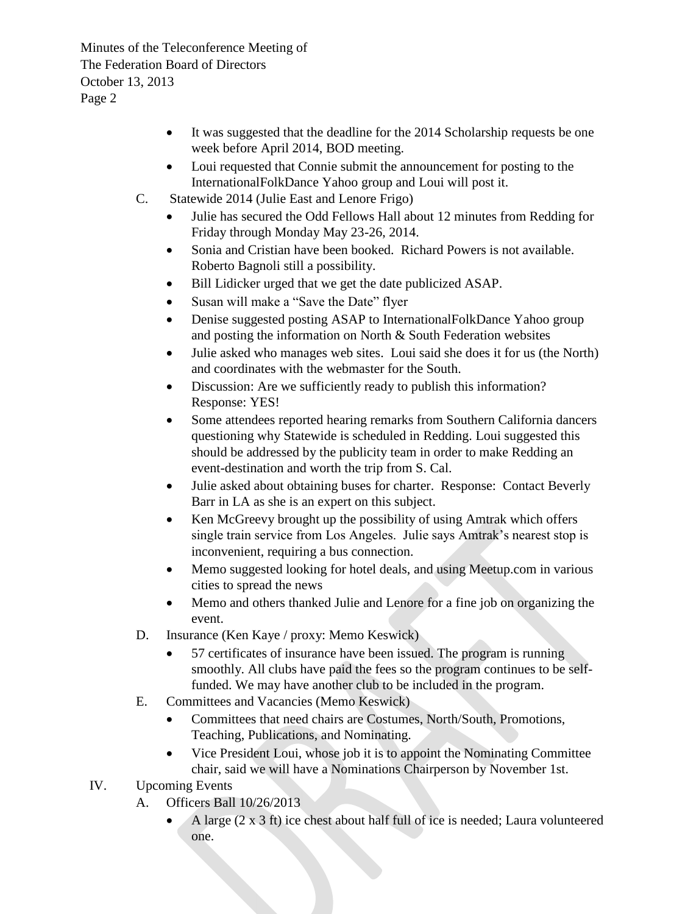- It was suggested that the deadline for the 2014 Scholarship requests be one week before April 2014, BOD meeting.
- Loui requested that Connie submit the announcement for posting to the InternationalFolkDance Yahoo group and Loui will post it.

C. Statewide 2014 (Julie East and Lenore Frigo)

- Julie has secured the Odd Fellows Hall about 12 minutes from Redding for Friday through Monday May 23-26, 2014.
- Sonia and Cristian have been booked. Richard Powers is not available. Roberto Bagnoli still a possibility.
- Bill Lidicker urged that we get the date publicized ASAP.
- Susan will make a "Save the Date" flyer
- Denise suggested posting ASAP to InternationalFolkDance Yahoo group and posting the information on North & South Federation websites
- Julie asked who manages web sites. Loui said she does it for us (the North) and coordinates with the webmaster for the South.
- Discussion: Are we sufficiently ready to publish this information? Response: YES!
- Some attendees reported hearing remarks from Southern California dancers questioning why Statewide is scheduled in Redding. Loui suggested this should be addressed by the publicity team in order to make Redding an event-destination and worth the trip from S. Cal.
- Julie asked about obtaining buses for charter. Response: Contact Beverly Barr in LA as she is an expert on this subject.
- Ken McGreevy brought up the possibility of using Amtrak which offers single train service from Los Angeles. Julie says Amtrak's nearest stop is inconvenient, requiring a bus connection.
- Memo suggested looking for hotel deals, and using Meetup.com in various cities to spread the news
- Memo and others thanked Julie and Lenore for a fine job on organizing the event.

D. Insurance (Ken Kaye / proxy: Memo Keswick)

- 57 certificates of insurance have been issued. The program is running smoothly. All clubs have paid the fees so the program continues to be self-funded. We may have another club to be included in the program.

E. Committees and Vacancies (Memo Keswick)

- Committees that need chairs are Costumes, North/South, Promotions, Teaching, Publications, and Nominating.
- Vice President Loui, whose job it is to appoint the Nominating Committee chair, said we will have a Nominations Chairperson by November 1st.

IV. Upcoming Events

A. Officers Ball 10/26/2013

- A large (2 x 3 ft) ice chest about half full of ice is needed; Laura volunteered one.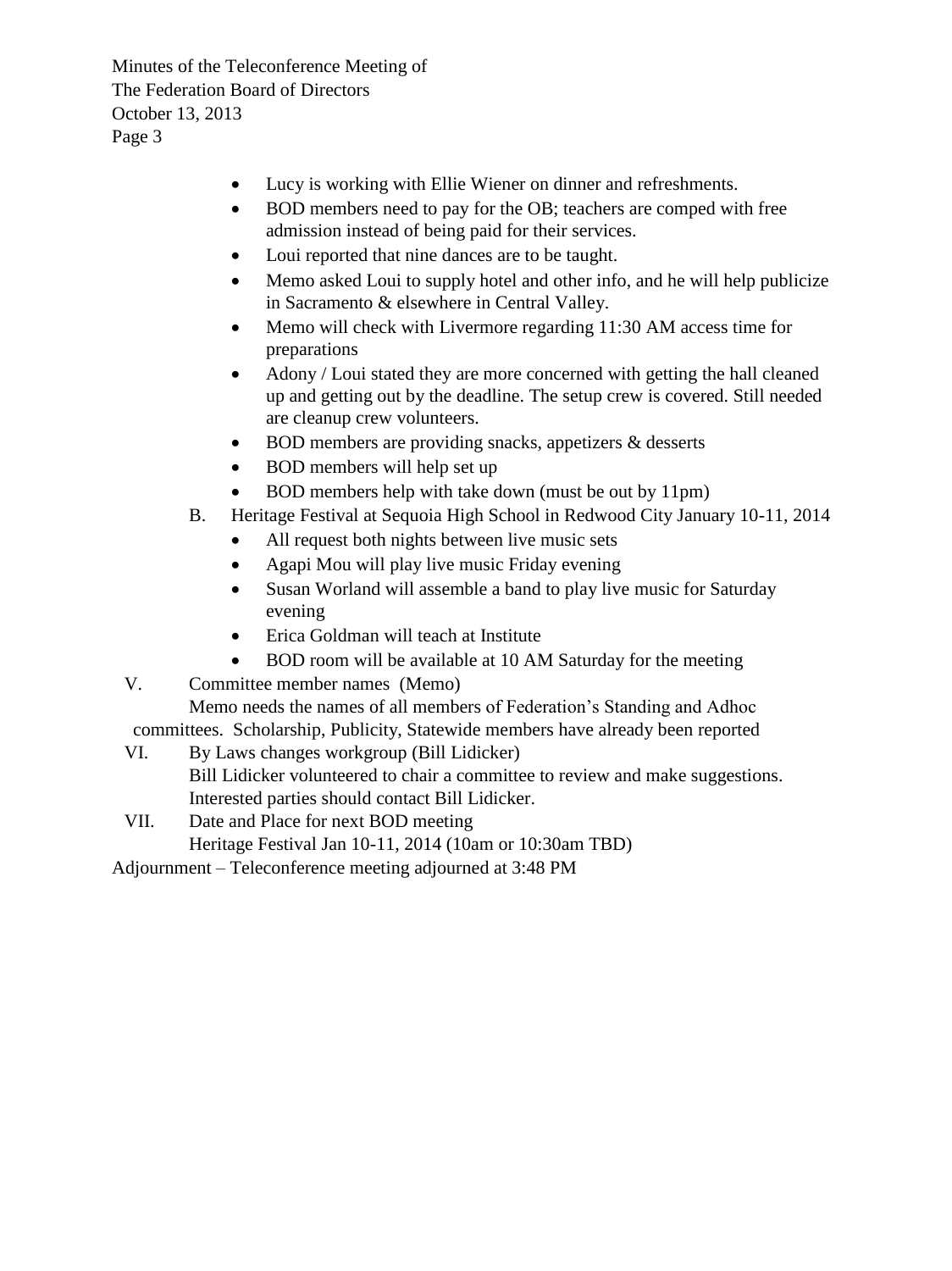- Lucy is working with Ellie Wiener on dinner and refreshments.
- BOD members need to pay for the OB; teachers are comped with free admission instead of being paid for their services.
- Loui reported that nine dances are to be taught.
- Memo asked Loui to supply hotel and other info, and he will help publicize in Sacramento & elsewhere in Central Valley.
- Memo will check with Livermore regarding 11:30 AM access time for preparations
- Adony / Loui stated they are more concerned with getting the hall cleaned up and getting out by the deadline. The setup crew is covered. Still needed are cleanup crew volunteers.
- BOD members are providing snacks, appetizers & desserts
- BOD members will help set up
- BOD members help with take down (must be out by 11pm)

B. Heritage Festival at Sequoia High School in Redwood City January 10-11, 2014

- All request both nights between live music sets
- Agapi Mou will play live music Friday evening
- Susan Worland will assemble a band to play live music for Saturday evening
- Erica Goldman will teach at Institute
- BOD room will be available at 10 AM Saturday for the meeting

V. Committee member names (Memo)

Memo needs the names of all members of Federation's Standing and Adhoc committees. Scholarship, Publicity, Statewide members have already been reported

VI. By Laws changes workgroup (Bill Lidicker)

Bill Lidicker volunteered to chair a committee to review and make suggestions. Interested parties should contact Bill Lidicker.

VII. Date and Place for next BOD meeting

Heritage Festival Jan 10-11, 2014 (10am or 10:30am TBD)

Adjournment – Teleconference meeting adjourned at 3:48 PM